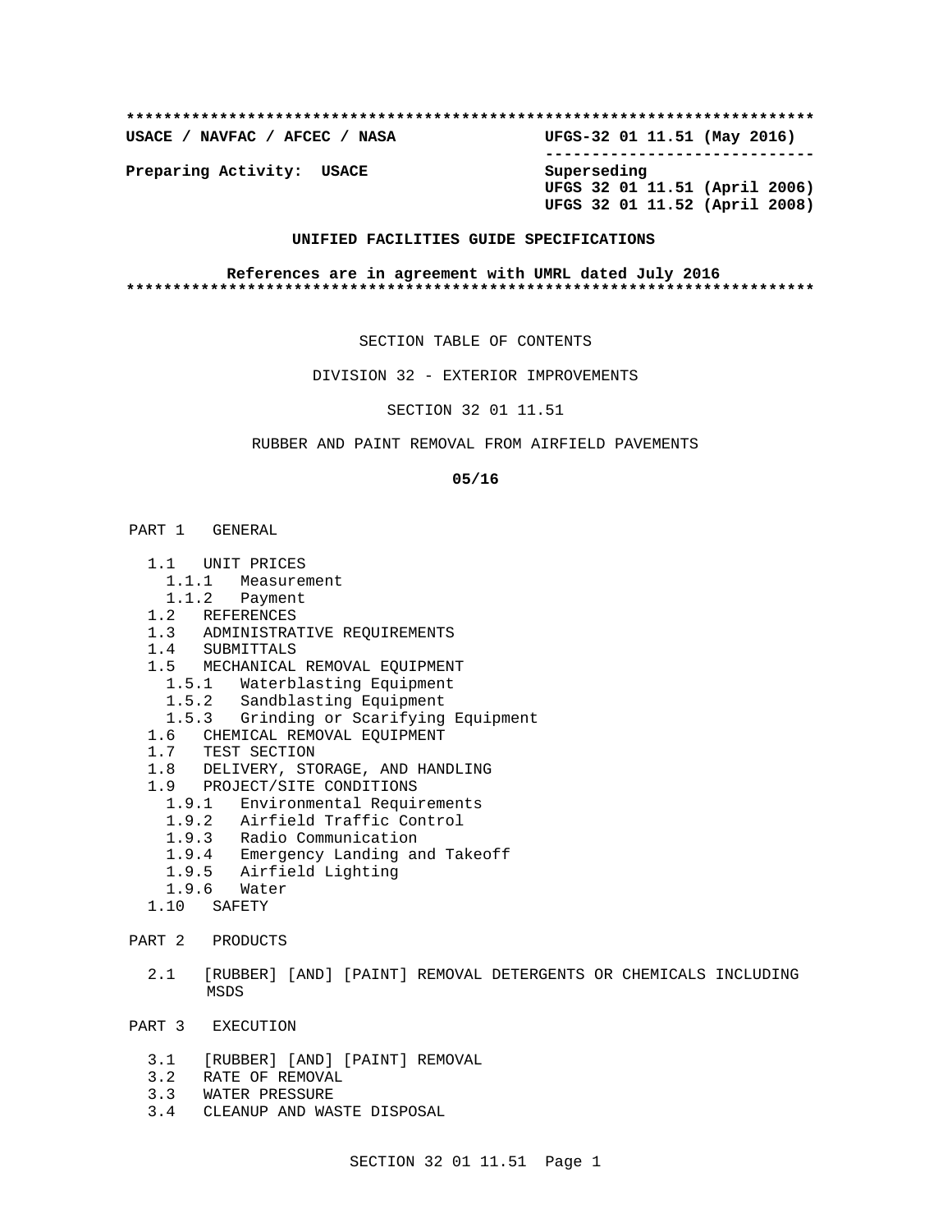**************************************************************************

**USACE / NAVFAC / AFCEC / NASA** **UFGS-32 01 11.51 (May 2016)**

----------------------------

**Preparing Activity: USACE** **Superseding**
**UFGS 32 01 11.51 (April 2006)**
**UFGS 32 01 11.52 (April 2008)**

**UNIFIED FACILITIES GUIDE SPECIFICATIONS**

**References are in agreement with UMRL dated July 2016**

**************************************************************************

SECTION TABLE OF CONTENTS

DIVISION 32 - EXTERIOR IMPROVEMENTS

SECTION 32 01 11.51

RUBBER AND PAINT REMOVAL FROM AIRFIELD PAVEMENTS

**05/16**

PART 1 GENERAL

- 1.1 UNIT PRICES
  - 1.1.1 Measurement
  - 1.1.2 Payment
- 1.2 REFERENCES
- 1.3 ADMINISTRATIVE REQUIREMENTS
- 1.4 SUBMITTALS
- 1.5 MECHANICAL REMOVAL EQUIPMENT
  - 1.5.1 Waterblasting Equipment
  - 1.5.2 Sandblasting Equipment
  - 1.5.3 Grinding or Scarifying Equipment
- 1.6 CHEMICAL REMOVAL EQUIPMENT
- 1.7 TEST SECTION
- 1.8 DELIVERY, STORAGE, AND HANDLING
- 1.9 PROJECT/SITE CONDITIONS
  - 1.9.1 Environmental Requirements
  - 1.9.2 Airfield Traffic Control
  - 1.9.3 Radio Communication
  - 1.9.4 Emergency Landing and Takeoff
  - 1.9.5 Airfield Lighting
  - 1.9.6 Water
- 1.10 SAFETY

PART 2 PRODUCTS

- 2.1 [RUBBER] [AND] [PAINT] REMOVAL DETERGENTS OR CHEMICALS INCLUDING MSDS

PART 3 EXECUTION

- 3.1 [RUBBER] [AND] [PAINT] REMOVAL
- 3.2 RATE OF REMOVAL
- 3.3 WATER PRESSURE
- 3.4 CLEANUP AND WASTE DISPOSAL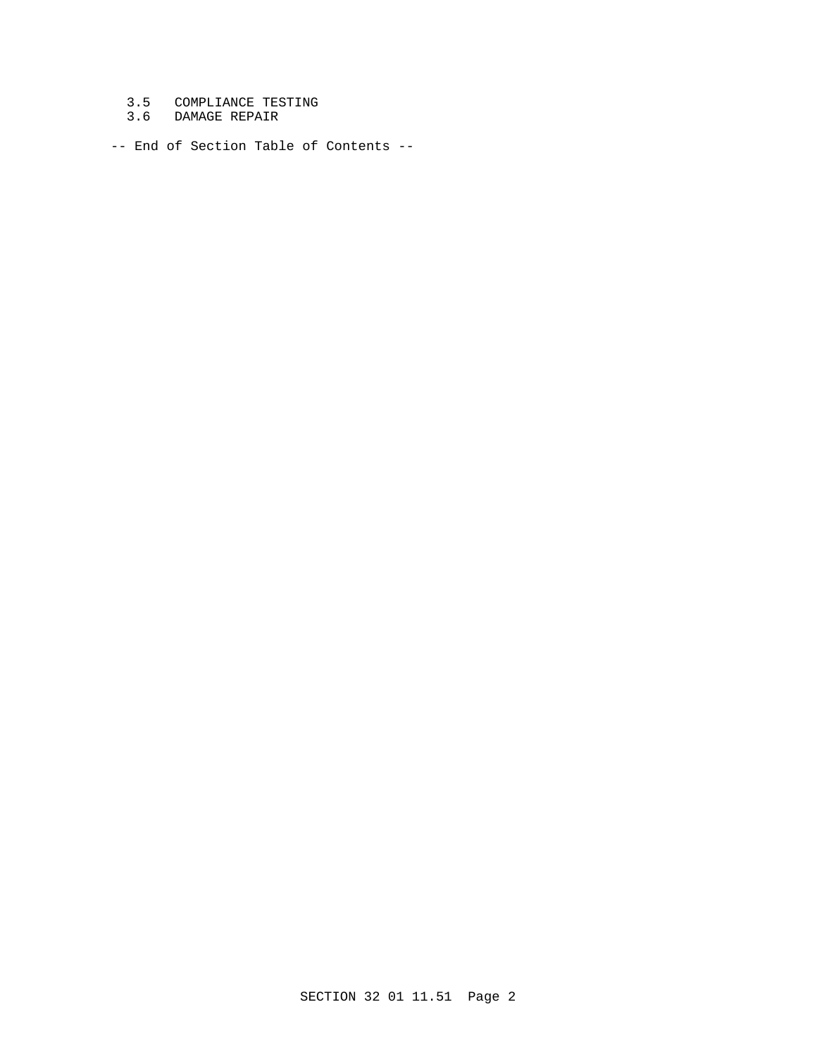3.5 COMPLIANCE TESTING
3.6 DAMAGE REPAIR

-- End of Section Table of Contents --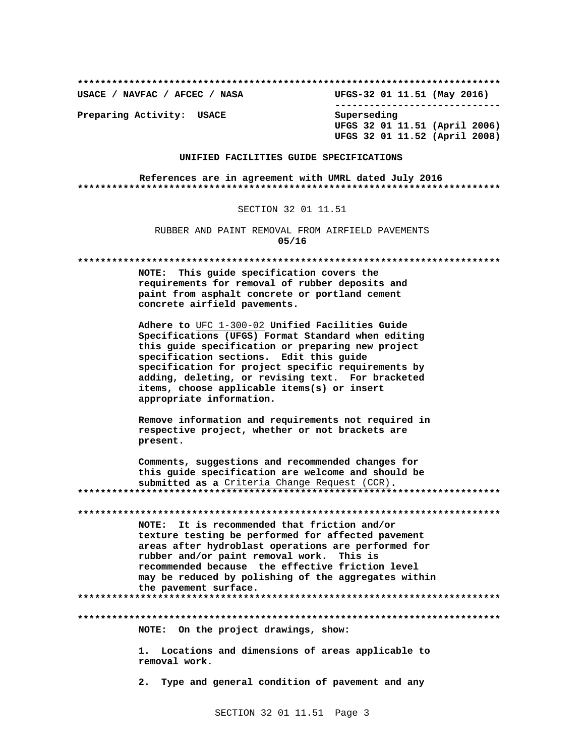**************************************************************************

**USACE / NAVFAC / AFCEC / NASA** **UFGS-32 01 11.51 (May 2016)**

**----------------------------**

**Preparing Activity: USACE** Superseding
**UFGS 32 01 11.51 (April 2006)**
**UFGS 32 01 11.52 (April 2008)**

**UNIFIED FACILITIES GUIDE SPECIFICATIONS**

**References are in agreement with UMRL dated July 2016**

**************************************************************************

SECTION 32 01 11.51

RUBBER AND PAINT REMOVAL FROM AIRFIELD PAVEMENTS
**05/16**

**************************************************************************

**NOTE: This guide specification covers the requirements for removal of rubber deposits and paint from asphalt concrete or portland cement concrete airfield pavements.**

**Adhere to** UFC 1-300-02 **Unified Facilities Guide Specifications (UFGS) Format Standard when editing this guide specification or preparing new project specification sections. Edit this guide specification for project specific requirements by adding, deleting, or revising text. For bracketed items, choose applicable items(s) or insert appropriate information.**

**Remove information and requirements not required in respective project, whether or not brackets are present.**

**Comments, suggestions and recommended changes for this guide specification are welcome and should be submitted as a** Criteria Change Request (CCR)**.**

**************************************************************************

**************************************************************************

**NOTE: It is recommended that friction and/or texture testing be performed for affected pavement areas after hydroblast operations are performed for rubber and/or paint removal work. This is recommended because the effective friction level may be reduced by polishing of the aggregates within the pavement surface.**

**************************************************************************

**************************************************************************

**NOTE: On the project drawings, show:**

**1. Locations and dimensions of areas applicable to removal work.**

**2. Type and general condition of pavement and any**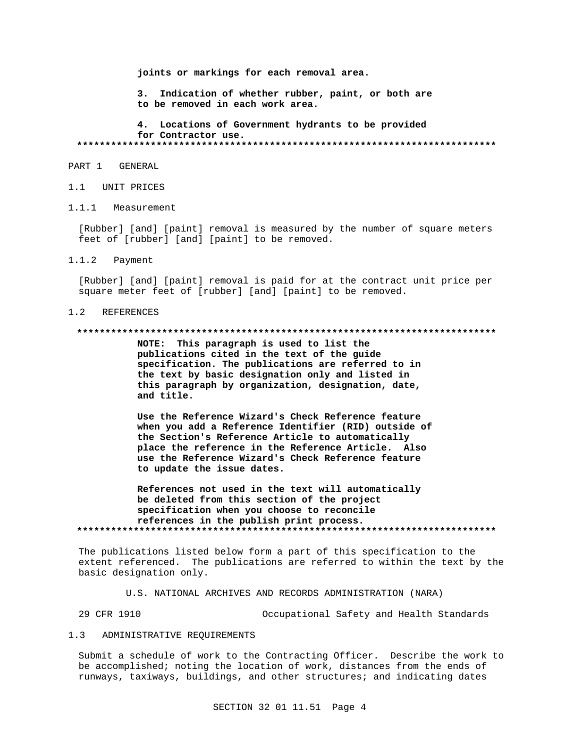**joints or markings for each removal area.**

**3. Indication of whether rubber, paint, or both are to be removed in each work area.**

**4. Locations of Government hydrants to be provided for Contractor use.**

**************************************************************************

# PART 1 GENERAL

## 1.1 UNIT PRICES

### 1.1.1 Measurement

[Rubber] [and] [paint] removal is measured by the number of square meters feet of [rubber] [and] [paint] to be removed.

### 1.1.2 Payment

[Rubber] [and] [paint] removal is paid for at the contract unit price per square meter feet of [rubber] [and] [paint] to be removed.

## 1.2 REFERENCES

**************************************************************************

**NOTE: This paragraph is used to list the publications cited in the text of the guide specification. The publications are referred to in the text by basic designation only and listed in this paragraph by organization, designation, date, and title.**

**Use the Reference Wizard's Check Reference feature when you add a Reference Identifier (RID) outside of the Section's Reference Article to automatically place the reference in the Reference Article. Also use the Reference Wizard's Check Reference feature to update the issue dates.**

**References not used in the text will automatically be deleted from this section of the project specification when you choose to reconcile references in the publish print process.**

**************************************************************************

The publications listed below form a part of this specification to the extent referenced. The publications are referred to within the text by the basic designation only.

U.S. NATIONAL ARCHIVES AND RECORDS ADMINISTRATION (NARA)

29 CFR 1910 Occupational Safety and Health Standards

## 1.3 ADMINISTRATIVE REQUIREMENTS

Submit a schedule of work to the Contracting Officer. Describe the work to be accomplished; noting the location of work, distances from the ends of runways, taxiways, buildings, and other structures; and indicating dates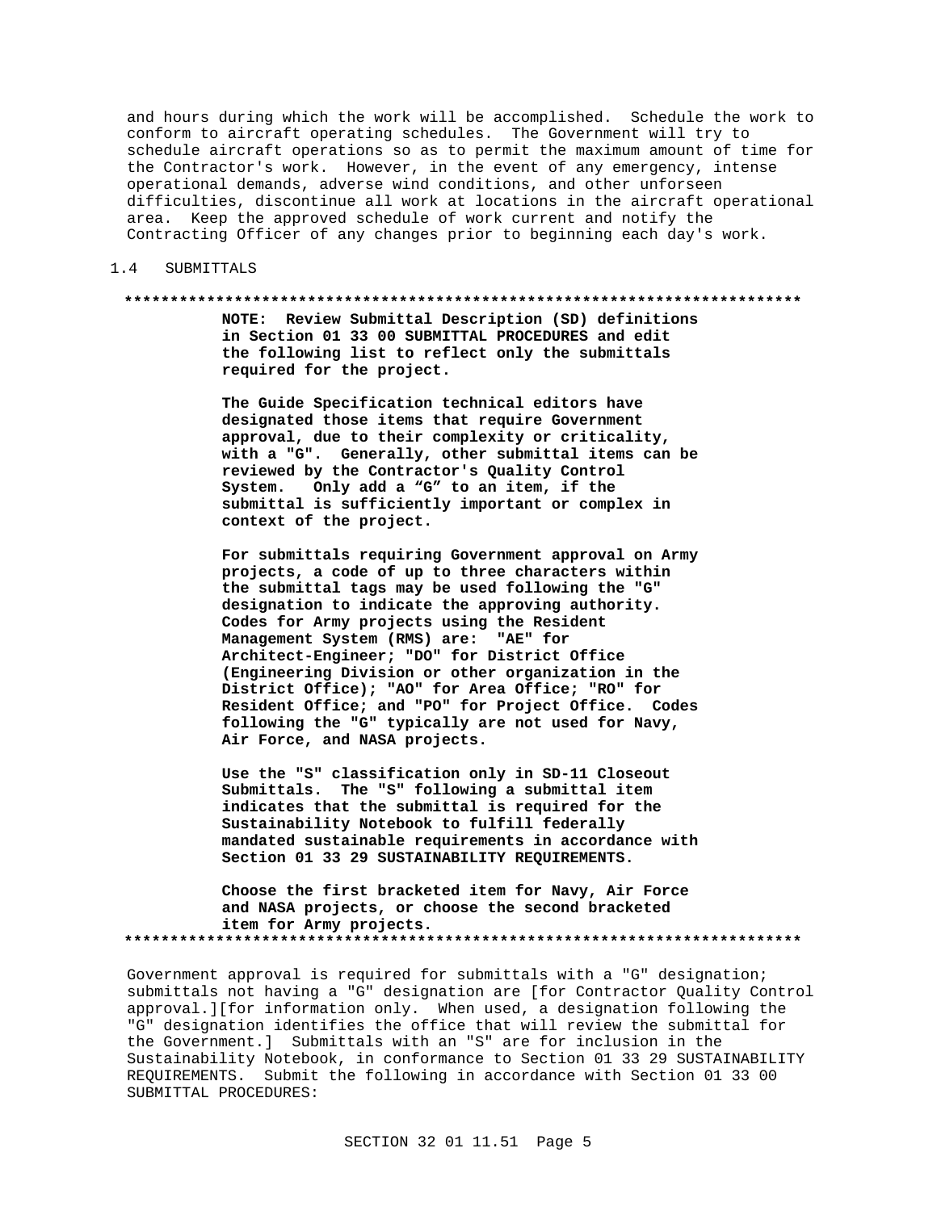and hours during which the work will be accomplished. Schedule the work to conform to aircraft operating schedules. The Government will try to schedule aircraft operations so as to permit the maximum amount of time for the Contractor's work. However, in the event of any emergency, intense operational demands, adverse wind conditions, and other unforseen difficulties, discontinue all work at locations in the aircraft operational area. Keep the approved schedule of work current and notify the Contracting Officer of any changes prior to beginning each day's work.

## 1.4 SUBMITTALS

**************************************************************************

**NOTE: Review Submittal Description (SD) definitions in Section 01 33 00 SUBMITTAL PROCEDURES and edit the following list to reflect only the submittals required for the project.**

**The Guide Specification technical editors have designated those items that require Government approval, due to their complexity or criticality, with a "G". Generally, other submittal items can be reviewed by the Contractor's Quality Control System. Only add a "G" to an item, if the submittal is sufficiently important or complex in context of the project.**

**For submittals requiring Government approval on Army projects, a code of up to three characters within the submittal tags may be used following the "G" designation to indicate the approving authority. Codes for Army projects using the Resident Management System (RMS) are: "AE" for Architect-Engineer; "DO" for District Office (Engineering Division or other organization in the District Office); "AO" for Area Office; "RO" for Resident Office; and "PO" for Project Office. Codes following the "G" typically are not used for Navy, Air Force, and NASA projects.**

**Use the "S" classification only in SD-11 Closeout Submittals. The "S" following a submittal item indicates that the submittal is required for the Sustainability Notebook to fulfill federally mandated sustainable requirements in accordance with Section 01 33 29 SUSTAINABILITY REQUIREMENTS.**

**Choose the first bracketed item for Navy, Air Force and NASA projects, or choose the second bracketed item for Army projects.**

**************************************************************************

Government approval is required for submittals with a "G" designation; submittals not having a "G" designation are [for Contractor Quality Control approval.][for information only. When used, a designation following the "G" designation identifies the office that will review the submittal for the Government.] Submittals with an "S" are for inclusion in the Sustainability Notebook, in conformance to Section 01 33 29 SUSTAINABILITY REQUIREMENTS. Submit the following in accordance with Section 01 33 00 SUBMITTAL PROCEDURES: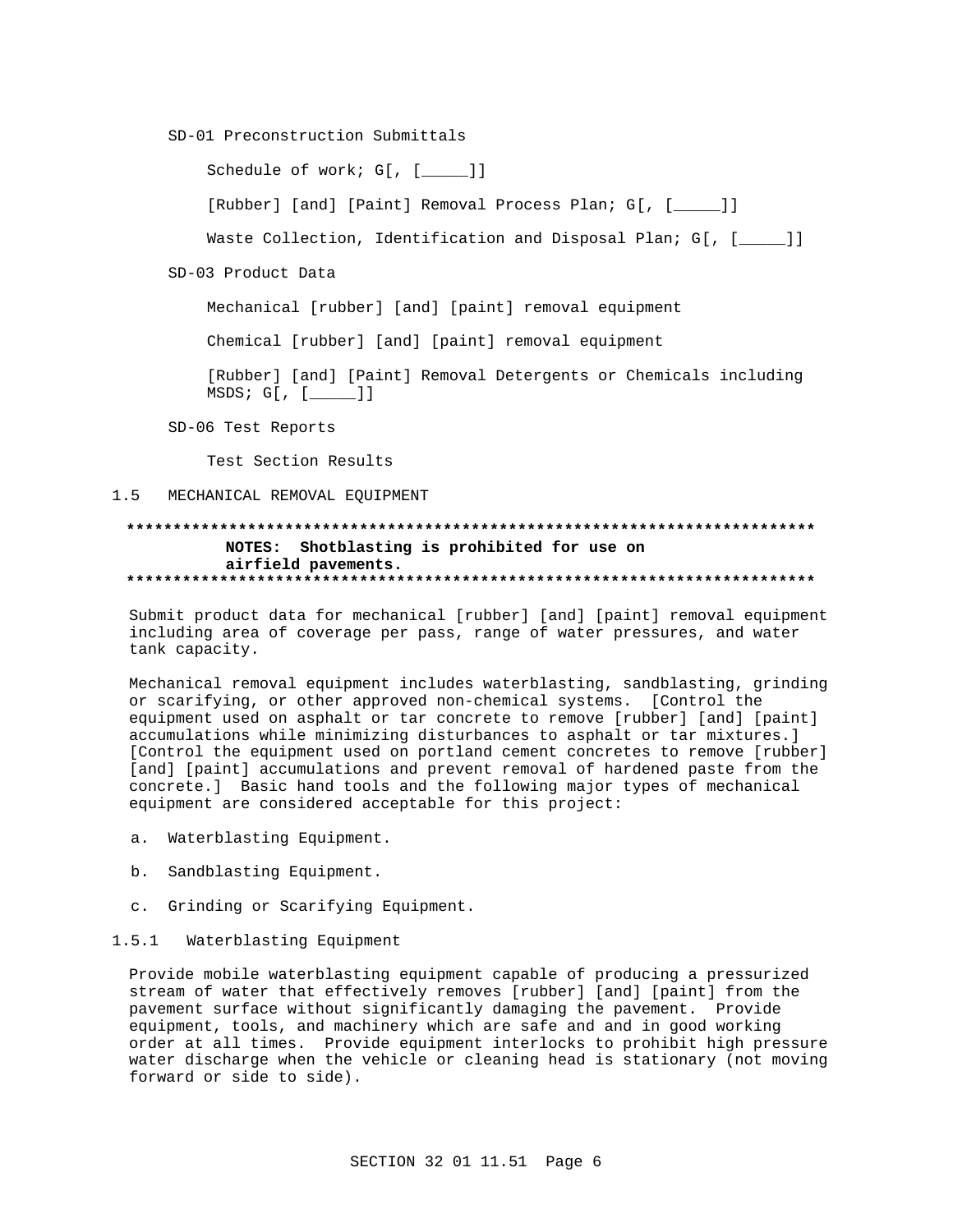SD-01 Preconstruction Submittals

Schedule of work; G[, [_____]]

[Rubber] [and] [Paint] Removal Process Plan; G[, [_____]]

Waste Collection, Identification and Disposal Plan; G[, [_____]]

SD-03 Product Data

Mechanical [rubber] [and] [paint] removal equipment

Chemical [rubber] [and] [paint] removal equipment

[Rubber] [and] [Paint] Removal Detergents or Chemicals including MSDS; G[, [_____]]

SD-06 Test Reports

Test Section Results

## 1.5 MECHANICAL REMOVAL EQUIPMENT

**************************************************************************

**NOTES: Shotblasting is prohibited for use on airfield pavements.**

**************************************************************************

Submit product data for mechanical [rubber] [and] [paint] removal equipment including area of coverage per pass, range of water pressures, and water tank capacity.

Mechanical removal equipment includes waterblasting, sandblasting, grinding or scarifying, or other approved non-chemical systems. [Control the equipment used on asphalt or tar concrete to remove [rubber] [and] [paint] accumulations while minimizing disturbances to asphalt or tar mixtures.] [Control the equipment used on portland cement concretes to remove [rubber] [and] [paint] accumulations and prevent removal of hardened paste from the concrete.] Basic hand tools and the following major types of mechanical equipment are considered acceptable for this project:

a. Waterblasting Equipment.

b. Sandblasting Equipment.

c. Grinding or Scarifying Equipment.

### 1.5.1 Waterblasting Equipment

Provide mobile waterblasting equipment capable of producing a pressurized stream of water that effectively removes [rubber] [and] [paint] from the pavement surface without significantly damaging the pavement. Provide equipment, tools, and machinery which are safe and and in good working order at all times. Provide equipment interlocks to prohibit high pressure water discharge when the vehicle or cleaning head is stationary (not moving forward or side to side).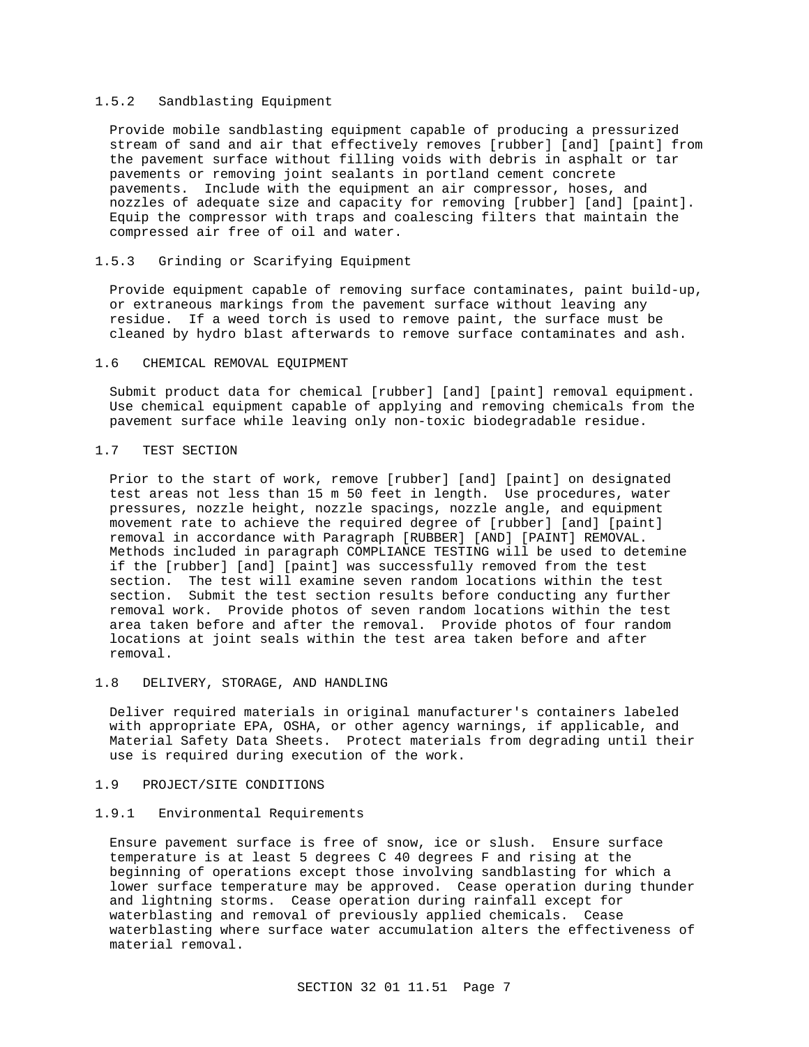#### 1.5.2 Sandblasting Equipment

Provide mobile sandblasting equipment capable of producing a pressurized stream of sand and air that effectively removes [rubber] [and] [paint] from the pavement surface without filling voids with debris in asphalt or tar pavements or removing joint sealants in portland cement concrete pavements. Include with the equipment an air compressor, hoses, and nozzles of adequate size and capacity for removing [rubber] [and] [paint]. Equip the compressor with traps and coalescing filters that maintain the compressed air free of oil and water.

#### 1.5.3 Grinding or Scarifying Equipment

Provide equipment capable of removing surface contaminates, paint build-up, or extraneous markings from the pavement surface without leaving any residue. If a weed torch is used to remove paint, the surface must be cleaned by hydro blast afterwards to remove surface contaminates and ash.

### 1.6 CHEMICAL REMOVAL EQUIPMENT

Submit product data for chemical [rubber] [and] [paint] removal equipment. Use chemical equipment capable of applying and removing chemicals from the pavement surface while leaving only non-toxic biodegradable residue.

### 1.7 TEST SECTION

Prior to the start of work, remove [rubber] [and] [paint] on designated test areas not less than 15 m 50 feet in length. Use procedures, water pressures, nozzle height, nozzle spacings, nozzle angle, and equipment movement rate to achieve the required degree of [rubber] [and] [paint] removal in accordance with Paragraph [RUBBER] [AND] [PAINT] REMOVAL. Methods included in paragraph COMPLIANCE TESTING will be used to detemine if the [rubber] [and] [paint] was successfully removed from the test section. The test will examine seven random locations within the test section. Submit the test section results before conducting any further removal work. Provide photos of seven random locations within the test area taken before and after the removal. Provide photos of four random locations at joint seals within the test area taken before and after removal.

### 1.8 DELIVERY, STORAGE, AND HANDLING

Deliver required materials in original manufacturer's containers labeled with appropriate EPA, OSHA, or other agency warnings, if applicable, and Material Safety Data Sheets. Protect materials from degrading until their use is required during execution of the work.

### 1.9 PROJECT/SITE CONDITIONS

#### 1.9.1 Environmental Requirements

Ensure pavement surface is free of snow, ice or slush. Ensure surface temperature is at least 5 degrees C 40 degrees F and rising at the beginning of operations except those involving sandblasting for which a lower surface temperature may be approved. Cease operation during thunder and lightning storms. Cease operation during rainfall except for waterblasting and removal of previously applied chemicals. Cease waterblasting where surface water accumulation alters the effectiveness of material removal.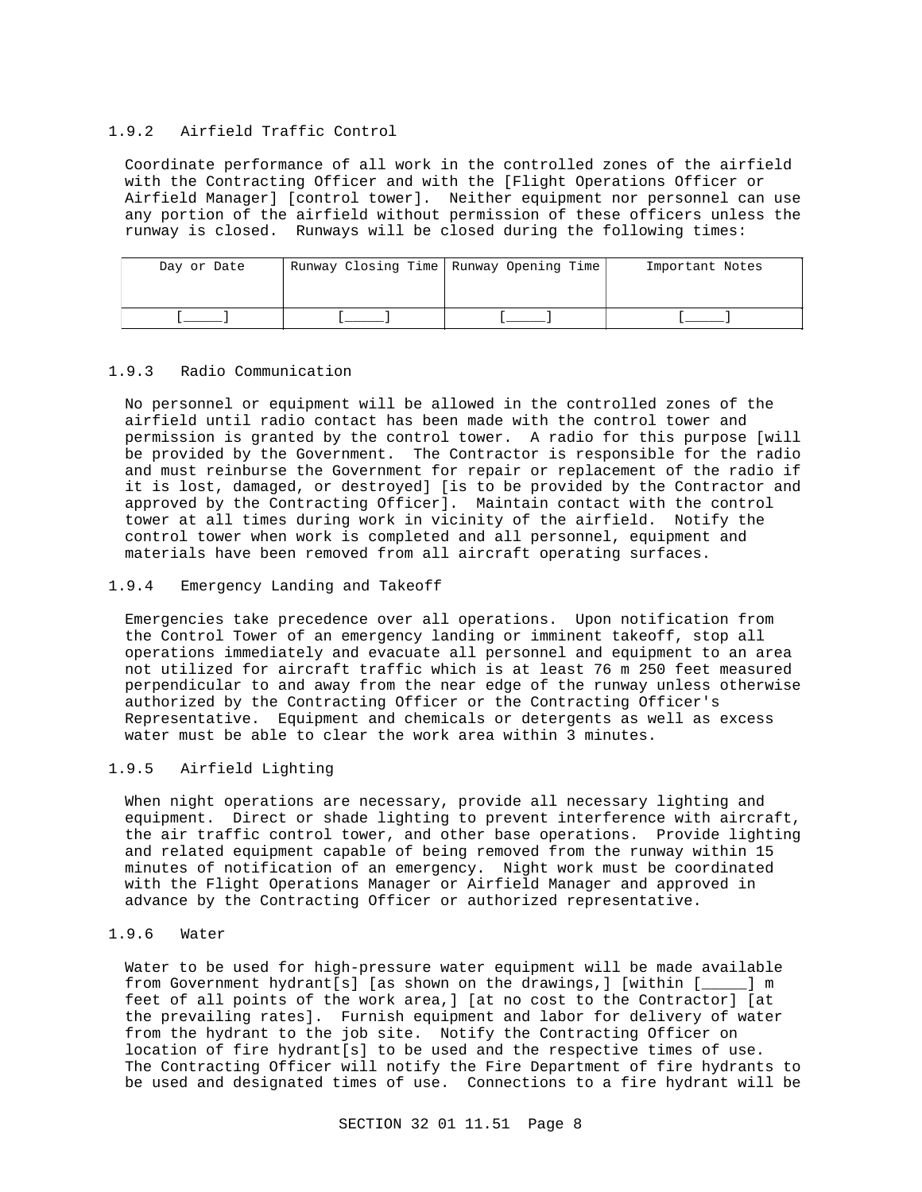#### 1.9.2 Airfield Traffic Control

Coordinate performance of all work in the controlled zones of the airfield with the Contracting Officer and with the [Flight Operations Officer or Airfield Manager] [control tower]. Neither equipment nor personnel can use any portion of the airfield without permission of these officers unless the runway is closed. Runways will be closed during the following times:

| Day or Date | Runway Closing Time | Runway Opening Time | Important Notes |
|---|---|---|---|
| [_____] | [_____] | [_____] | [_____] |

#### 1.9.3 Radio Communication

No personnel or equipment will be allowed in the controlled zones of the airfield until radio contact has been made with the control tower and permission is granted by the control tower. A radio for this purpose [will be provided by the Government. The Contractor is responsible for the radio and must reinburse the Government for repair or replacement of the radio if it is lost, damaged, or destroyed] [is to be provided by the Contractor and approved by the Contracting Officer]. Maintain contact with the control tower at all times during work in vicinity of the airfield. Notify the control tower when work is completed and all personnel, equipment and materials have been removed from all aircraft operating surfaces.

#### 1.9.4 Emergency Landing and Takeoff

Emergencies take precedence over all operations. Upon notification from the Control Tower of an emergency landing or imminent takeoff, stop all operations immediately and evacuate all personnel and equipment to an area not utilized for aircraft traffic which is at least 76 m 250 feet measured perpendicular to and away from the near edge of the runway unless otherwise authorized by the Contracting Officer or the Contracting Officer's Representative. Equipment and chemicals or detergents as well as excess water must be able to clear the work area within 3 minutes.

#### 1.9.5 Airfield Lighting

When night operations are necessary, provide all necessary lighting and equipment. Direct or shade lighting to prevent interference with aircraft, the air traffic control tower, and other base operations. Provide lighting and related equipment capable of being removed from the runway within 15 minutes of notification of an emergency. Night work must be coordinated with the Flight Operations Manager or Airfield Manager and approved in advance by the Contracting Officer or authorized representative.

#### 1.9.6 Water

Water to be used for high-pressure water equipment will be made available from Government hydrant[s] [as shown on the drawings,] [within [_____] m feet of all points of the work area,] [at no cost to the Contractor] [at the prevailing rates]. Furnish equipment and labor for delivery of water from the hydrant to the job site. Notify the Contracting Officer on location of fire hydrant[s] to be used and the respective times of use. The Contracting Officer will notify the Fire Department of fire hydrants to be used and designated times of use. Connections to a fire hydrant will be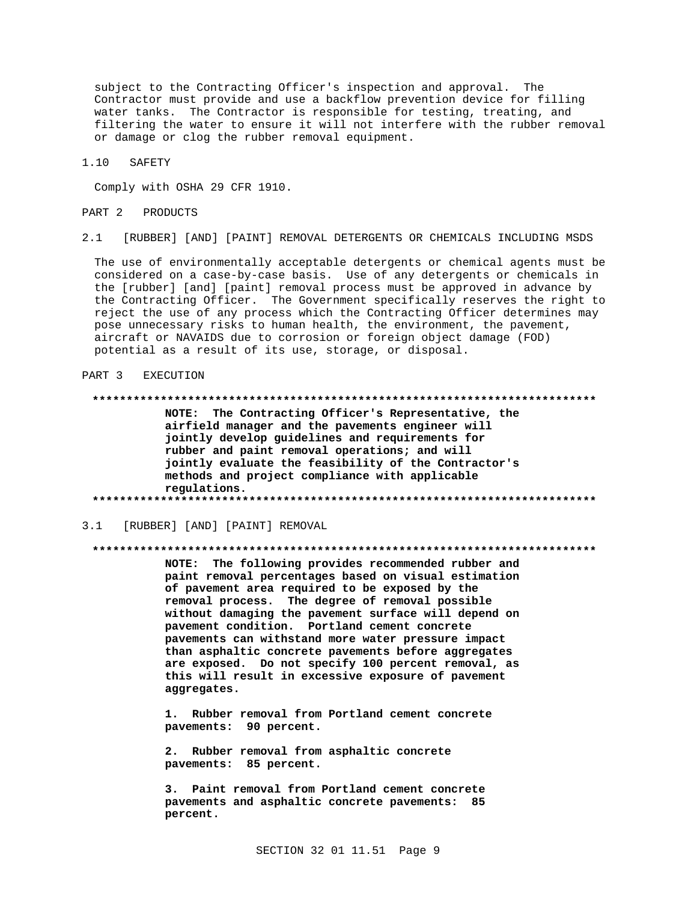subject to the Contracting Officer's inspection and approval. The Contractor must provide and use a backflow prevention device for filling water tanks. The Contractor is responsible for testing, treating, and filtering the water to ensure it will not interfere with the rubber removal or damage or clog the rubber removal equipment.

### 1.10 SAFETY

Comply with OSHA 29 CFR 1910.

## PART 2 PRODUCTS

### 2.1 [RUBBER] [AND] [PAINT] REMOVAL DETERGENTS OR CHEMICALS INCLUDING MSDS

The use of environmentally acceptable detergents or chemical agents must be considered on a case-by-case basis. Use of any detergents or chemicals in the [rubber] [and] [paint] removal process must be approved in advance by the Contracting Officer. The Government specifically reserves the right to reject the use of any process which the Contracting Officer determines may pose unnecessary risks to human health, the environment, the pavement, aircraft or NAVAIDS due to corrosion or foreign object damage (FOD) potential as a result of its use, storage, or disposal.

## PART 3 EXECUTION

**************************************************************************

**NOTE: The Contracting Officer's Representative, the airfield manager and the pavements engineer will jointly develop guidelines and requirements for rubber and paint removal operations; and will jointly evaluate the feasibility of the Contractor's methods and project compliance with applicable regulations.**

**************************************************************************

### 3.1 [RUBBER] [AND] [PAINT] REMOVAL

**************************************************************************

**NOTE: The following provides recommended rubber and paint removal percentages based on visual estimation of pavement area required to be exposed by the removal process. The degree of removal possible without damaging the pavement surface will depend on pavement condition. Portland cement concrete pavements can withstand more water pressure impact than asphaltic concrete pavements before aggregates are exposed. Do not specify 100 percent removal, as this will result in excessive exposure of pavement aggregates.**

**1. Rubber removal from Portland cement concrete pavements: 90 percent.**

**2. Rubber removal from asphaltic concrete pavements: 85 percent.**

**3. Paint removal from Portland cement concrete pavements and asphaltic concrete pavements: 85 percent.**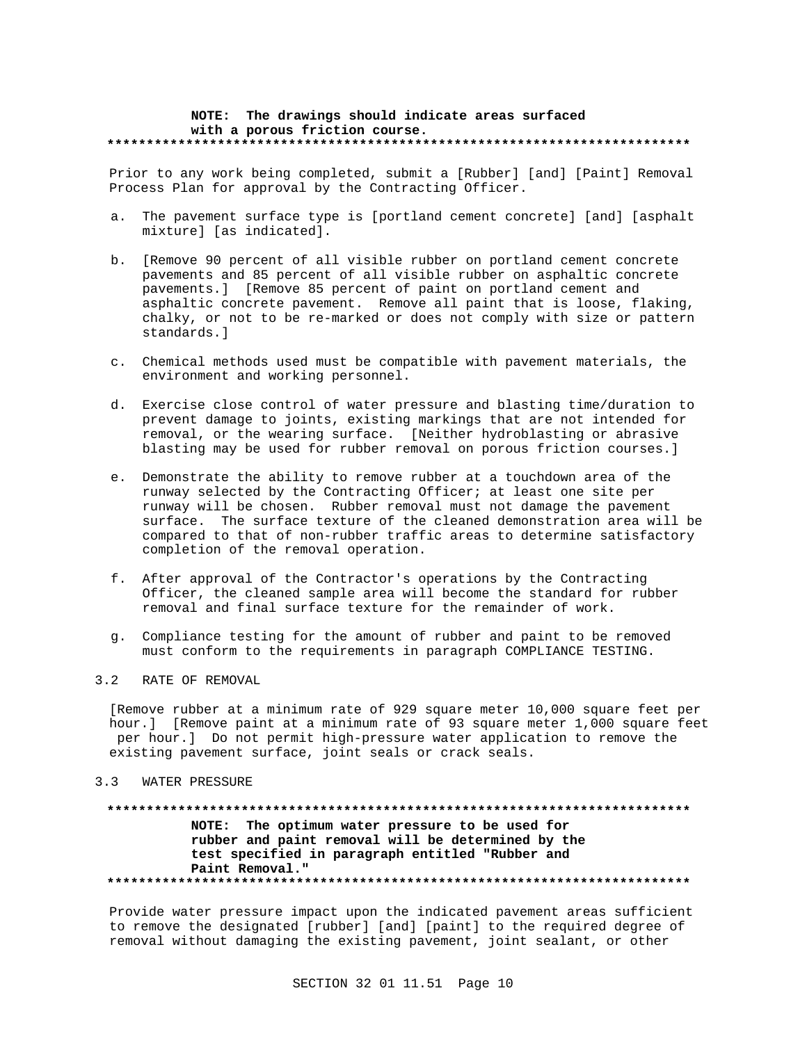**NOTE: The drawings should indicate areas surfaced with a porous friction course.**

**************************************************************************

Prior to any work being completed, submit a [Rubber] [and] [Paint] Removal Process Plan for approval by the Contracting Officer.

a. The pavement surface type is [portland cement concrete] [and] [asphalt mixture] [as indicated].

b. [Remove 90 percent of all visible rubber on portland cement concrete pavements and 85 percent of all visible rubber on asphaltic concrete pavements.] [Remove 85 percent of paint on portland cement and asphaltic concrete pavement. Remove all paint that is loose, flaking, chalky, or not to be re-marked or does not comply with size or pattern standards.]

c. Chemical methods used must be compatible with pavement materials, the environment and working personnel.

d. Exercise close control of water pressure and blasting time/duration to prevent damage to joints, existing markings that are not intended for removal, or the wearing surface. [Neither hydroblasting or abrasive blasting may be used for rubber removal on porous friction courses.]

e. Demonstrate the ability to remove rubber at a touchdown area of the runway selected by the Contracting Officer; at least one site per runway will be chosen. Rubber removal must not damage the pavement surface. The surface texture of the cleaned demonstration area will be compared to that of non-rubber traffic areas to determine satisfactory completion of the removal operation.

f. After approval of the Contractor's operations by the Contracting Officer, the cleaned sample area will become the standard for rubber removal and final surface texture for the remainder of work.

g. Compliance testing for the amount of rubber and paint to be removed must conform to the requirements in paragraph COMPLIANCE TESTING.

## 3.2 RATE OF REMOVAL

[Remove rubber at a minimum rate of 929 square meter 10,000 square feet per hour.] [Remove paint at a minimum rate of 93 square meter 1,000 square feet per hour.] Do not permit high-pressure water application to remove the existing pavement surface, joint seals or crack seals.

## 3.3 WATER PRESSURE

**************************************************************************

**NOTE: The optimum water pressure to be used for rubber and paint removal will be determined by the test specified in paragraph entitled "Rubber and Paint Removal."**

**************************************************************************

Provide water pressure impact upon the indicated pavement areas sufficient to remove the designated [rubber] [and] [paint] to the required degree of removal without damaging the existing pavement, joint sealant, or other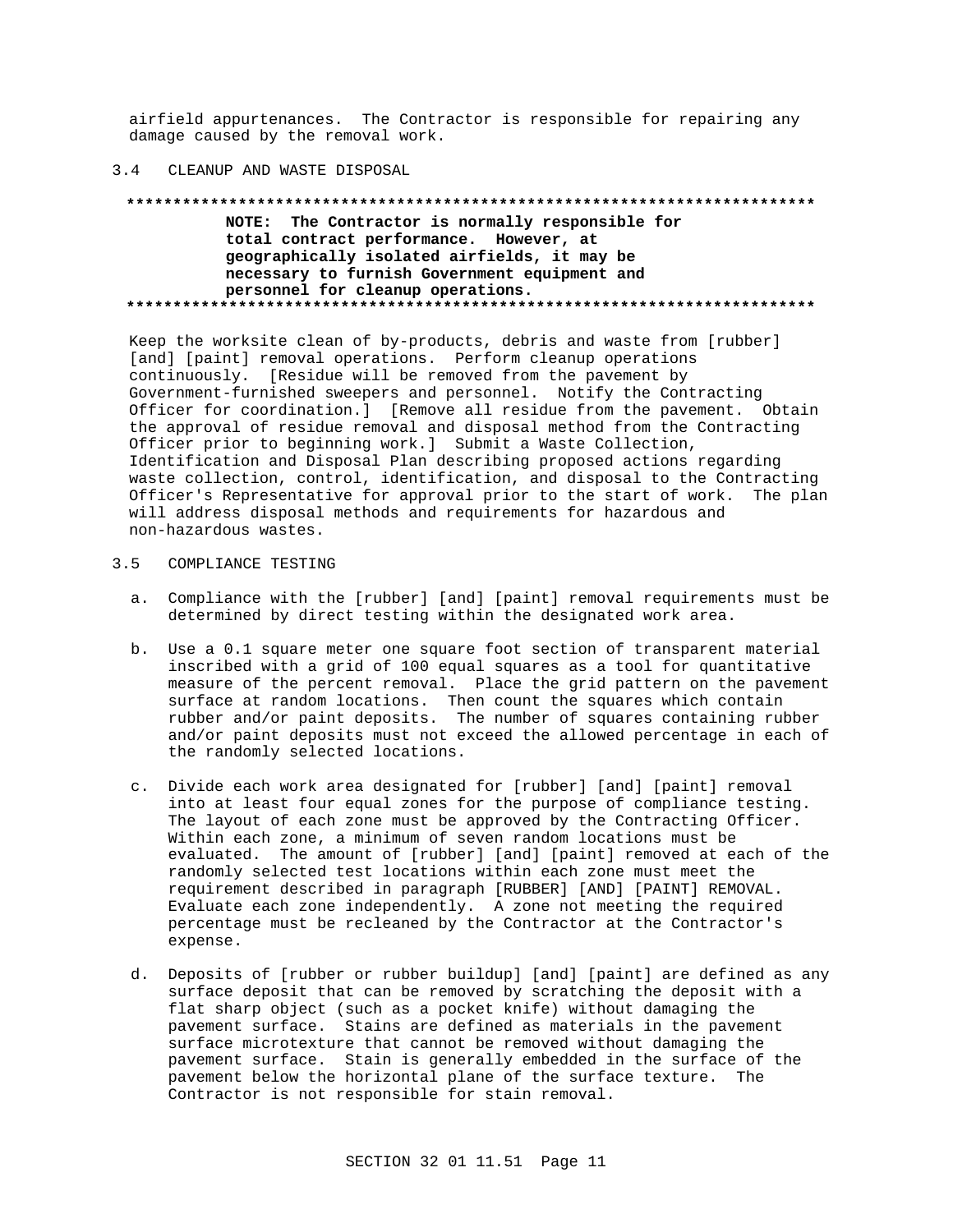airfield appurtenances. The Contractor is responsible for repairing any damage caused by the removal work.

## 3.4 CLEANUP AND WASTE DISPOSAL

**************************************************************************

**NOTE: The Contractor is normally responsible for total contract performance. However, at geographically isolated airfields, it may be necessary to furnish Government equipment and personnel for cleanup operations.**

**************************************************************************

Keep the worksite clean of by-products, debris and waste from [rubber] [and] [paint] removal operations. Perform cleanup operations continuously. [Residue will be removed from the pavement by Government-furnished sweepers and personnel. Notify the Contracting Officer for coordination.] [Remove all residue from the pavement. Obtain the approval of residue removal and disposal method from the Contracting Officer prior to beginning work.] Submit a Waste Collection, Identification and Disposal Plan describing proposed actions regarding waste collection, control, identification, and disposal to the Contracting Officer's Representative for approval prior to the start of work. The plan will address disposal methods and requirements for hazardous and non-hazardous wastes.

## 3.5 COMPLIANCE TESTING

a. Compliance with the [rubber] [and] [paint] removal requirements must be determined by direct testing within the designated work area.

b. Use a 0.1 square meter one square foot section of transparent material inscribed with a grid of 100 equal squares as a tool for quantitative measure of the percent removal. Place the grid pattern on the pavement surface at random locations. Then count the squares which contain rubber and/or paint deposits. The number of squares containing rubber and/or paint deposits must not exceed the allowed percentage in each of the randomly selected locations.

c. Divide each work area designated for [rubber] [and] [paint] removal into at least four equal zones for the purpose of compliance testing. The layout of each zone must be approved by the Contracting Officer. Within each zone, a minimum of seven random locations must be evaluated. The amount of [rubber] [and] [paint] removed at each of the randomly selected test locations within each zone must meet the requirement described in paragraph [RUBBER] [AND] [PAINT] REMOVAL. Evaluate each zone independently. A zone not meeting the required percentage must be recleaned by the Contractor at the Contractor's expense.

d. Deposits of [rubber or rubber buildup] [and] [paint] are defined as any surface deposit that can be removed by scratching the deposit with a flat sharp object (such as a pocket knife) without damaging the pavement surface. Stains are defined as materials in the pavement surface microtexture that cannot be removed without damaging the pavement surface. Stain is generally embedded in the surface of the pavement below the horizontal plane of the surface texture. The Contractor is not responsible for stain removal.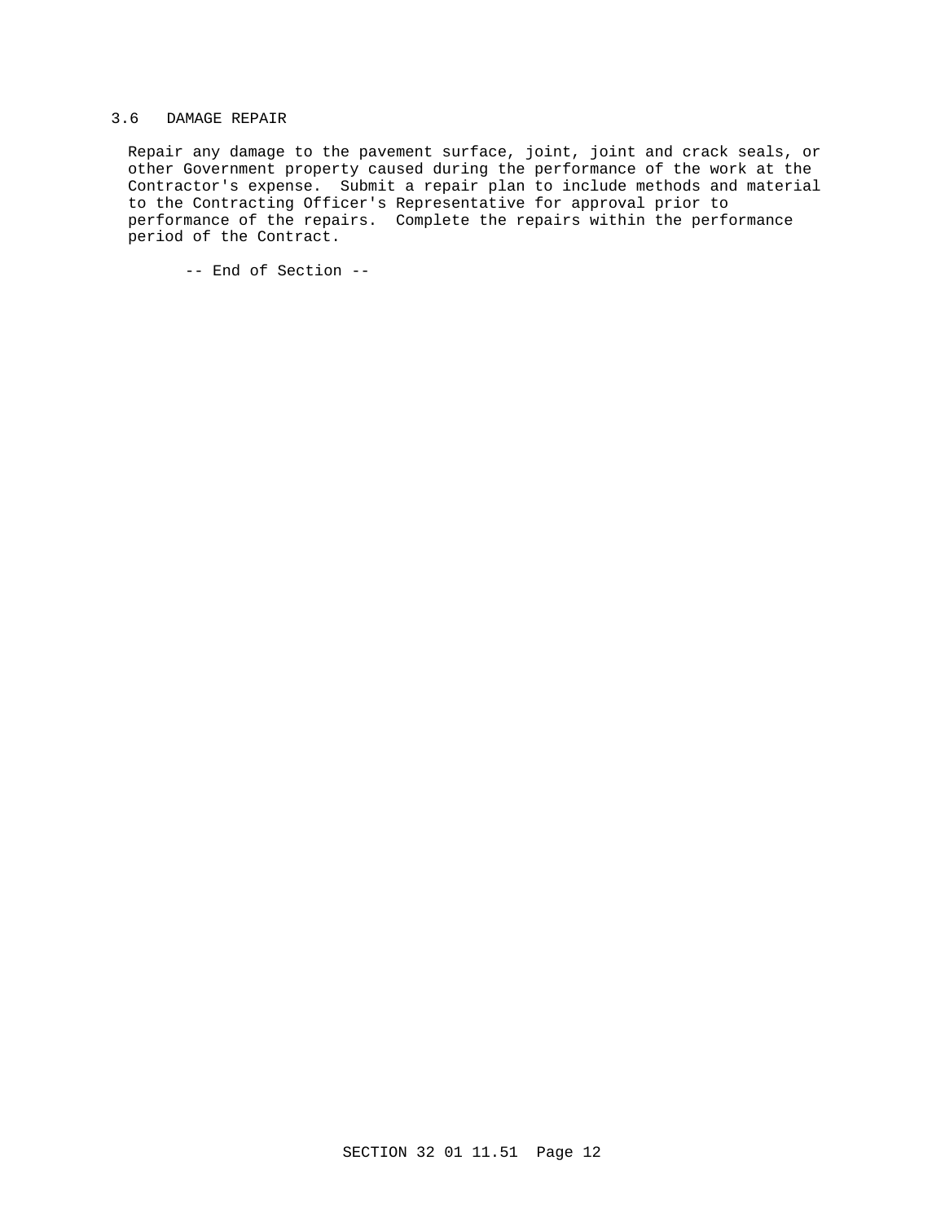## 3.6 DAMAGE REPAIR

Repair any damage to the pavement surface, joint, joint and crack seals, or other Government property caused during the performance of the work at the Contractor's expense. Submit a repair plan to include methods and material to the Contracting Officer's Representative for approval prior to performance of the repairs. Complete the repairs within the performance period of the Contract.

-- End of Section --